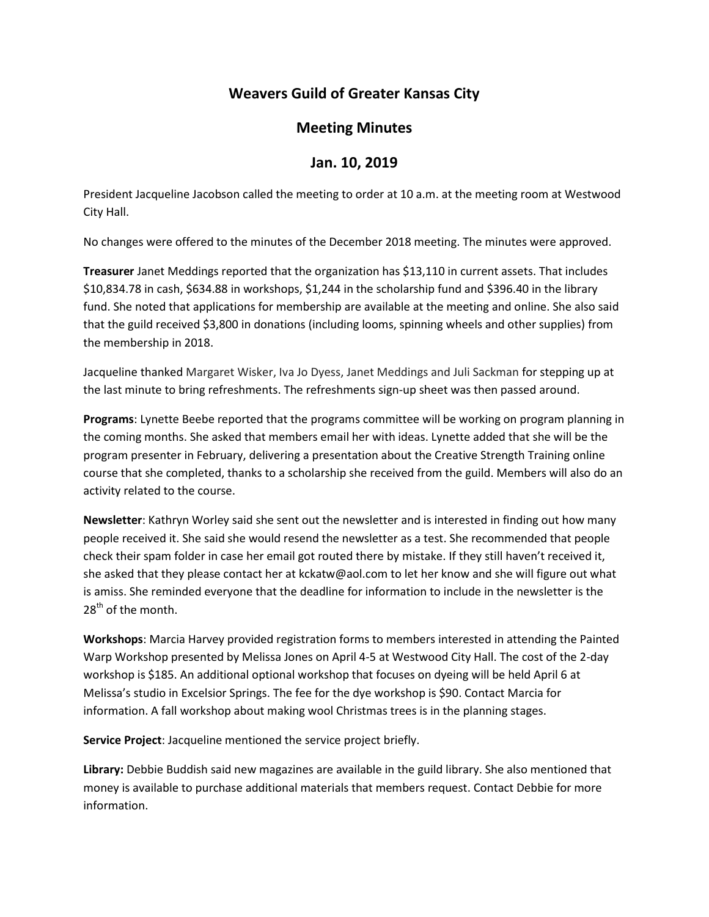# Weavers Guild of Greater Kansas City

## Meeting Minutes

## Jan. 10, 2019

President Jacqueline Jacobson called the meeting to order at 10 a.m. at the meeting room at Westwood City Hall.

No changes were offered to the minutes of the December 2018 meeting. The minutes were approved.

**Treasurer** Janet Meddings reported that the organization has $13,110 in current assets. That includes $10,834.78 in cash, $634.88 in workshops, $1,244 in the scholarship fund and $396.40 in the library fund. She noted that applications for membership are available at the meeting and online. She also said that the guild received $3,800 in donations (including looms, spinning wheels and other supplies) from the membership in 2018.

Jacqueline thanked Margaret Wisker, Iva Jo Dyess, Janet Meddings and Juli Sackman for stepping up at the last minute to bring refreshments. The refreshments sign-up sheet was then passed around.

**Programs**: Lynette Beebe reported that the programs committee will be working on program planning in the coming months. She asked that members email her with ideas. Lynette added that she will be the program presenter in February, delivering a presentation about the Creative Strength Training online course that she completed, thanks to a scholarship she received from the guild. Members will also do an activity related to the course.

**Newsletter**: Kathryn Worley said she sent out the newsletter and is interested in finding out how many people received it. She said she would resend the newsletter as a test. She recommended that people check their spam folder in case her email got routed there by mistake. If they still haven't received it, she asked that they please contact her at kckatw@aol.com to let her know and she will figure out what is amiss. She reminded everyone that the deadline for information to include in the newsletter is the 28th of the month.

**Workshops**: Marcia Harvey provided registration forms to members interested in attending the Painted Warp Workshop presented by Melissa Jones on April 4-5 at Westwood City Hall. The cost of the 2-day workshop is $185. An additional optional workshop that focuses on dyeing will be held April 6 at Melissa's studio in Excelsior Springs. The fee for the dye workshop is $90. Contact Marcia for information. A fall workshop about making wool Christmas trees is in the planning stages.

**Service Project**: Jacqueline mentioned the service project briefly.

**Library:** Debbie Buddish said new magazines are available in the guild library. She also mentioned that money is available to purchase additional materials that members request. Contact Debbie for more information.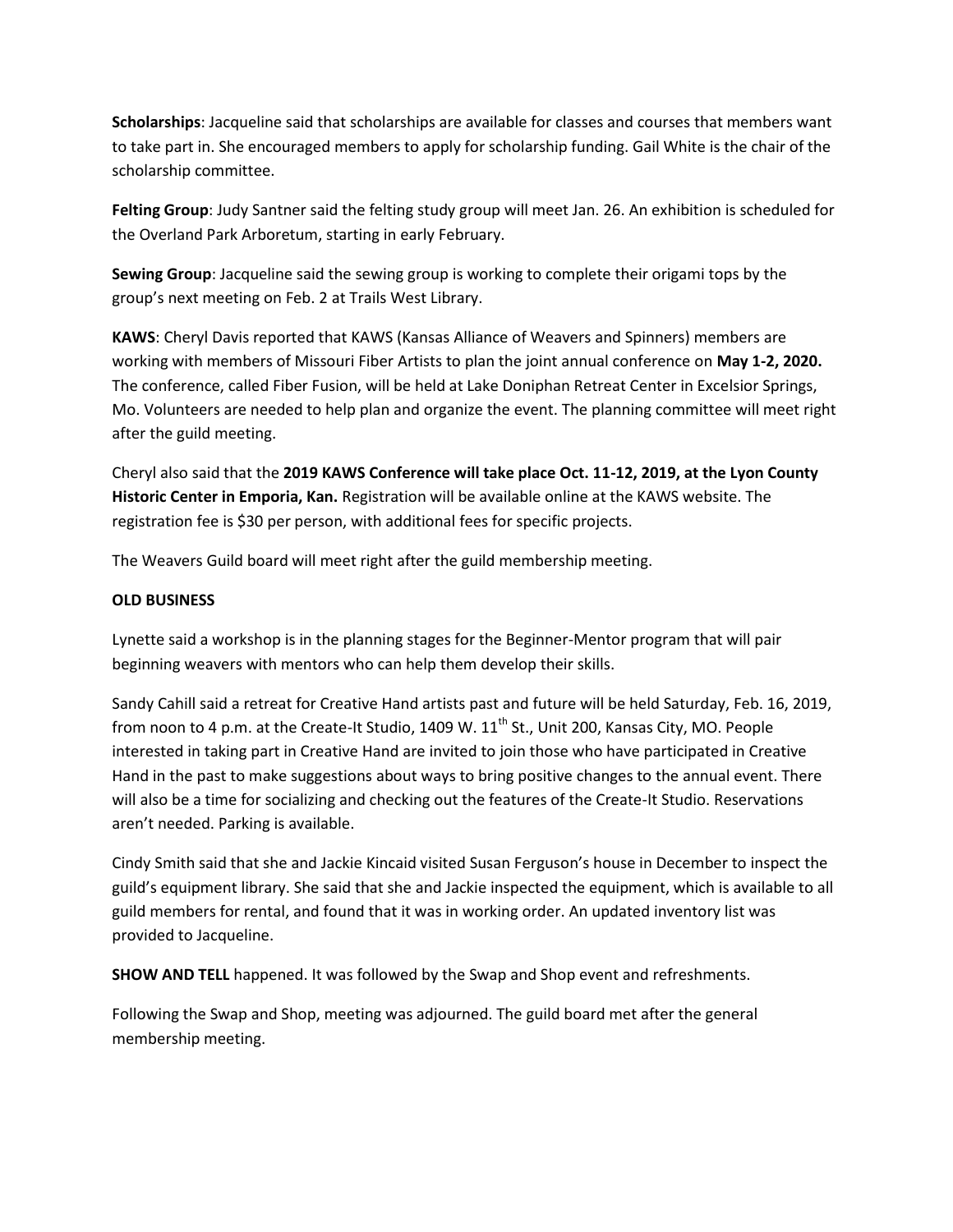**Scholarships**: Jacqueline said that scholarships are available for classes and courses that members want to take part in. She encouraged members to apply for scholarship funding. Gail White is the chair of the scholarship committee.

**Felting Group**: Judy Santner said the felting study group will meet Jan. 26. An exhibition is scheduled for the Overland Park Arboretum, starting in early February.

**Sewing Group**: Jacqueline said the sewing group is working to complete their origami tops by the group's next meeting on Feb. 2 at Trails West Library.

**KAWS**: Cheryl Davis reported that KAWS (Kansas Alliance of Weavers and Spinners) members are working with members of Missouri Fiber Artists to plan the joint annual conference on **May 1-2, 2020.** The conference, called Fiber Fusion, will be held at Lake Doniphan Retreat Center in Excelsior Springs, Mo. Volunteers are needed to help plan and organize the event. The planning committee will meet right after the guild meeting.

Cheryl also said that the **2019 KAWS Conference will take place Oct. 11-12, 2019, at the Lyon County Historic Center in Emporia, Kan.** Registration will be available online at the KAWS website. The registration fee is $30 per person, with additional fees for specific projects.

The Weavers Guild board will meet right after the guild membership meeting.

**OLD BUSINESS**

Lynette said a workshop is in the planning stages for the Beginner-Mentor program that will pair beginning weavers with mentors who can help them develop their skills.

Sandy Cahill said a retreat for Creative Hand artists past and future will be held Saturday, Feb. 16, 2019, from noon to 4 p.m. at the Create-It Studio, 1409 W. 11th St., Unit 200, Kansas City, MO. People interested in taking part in Creative Hand are invited to join those who have participated in Creative Hand in the past to make suggestions about ways to bring positive changes to the annual event. There will also be a time for socializing and checking out the features of the Create-It Studio. Reservations aren't needed. Parking is available.

Cindy Smith said that she and Jackie Kincaid visited Susan Ferguson's house in December to inspect the guild's equipment library. She said that she and Jackie inspected the equipment, which is available to all guild members for rental, and found that it was in working order. An updated inventory list was provided to Jacqueline.

**SHOW AND TELL** happened. It was followed by the Swap and Shop event and refreshments.

Following the Swap and Shop, meeting was adjourned. The guild board met after the general membership meeting.